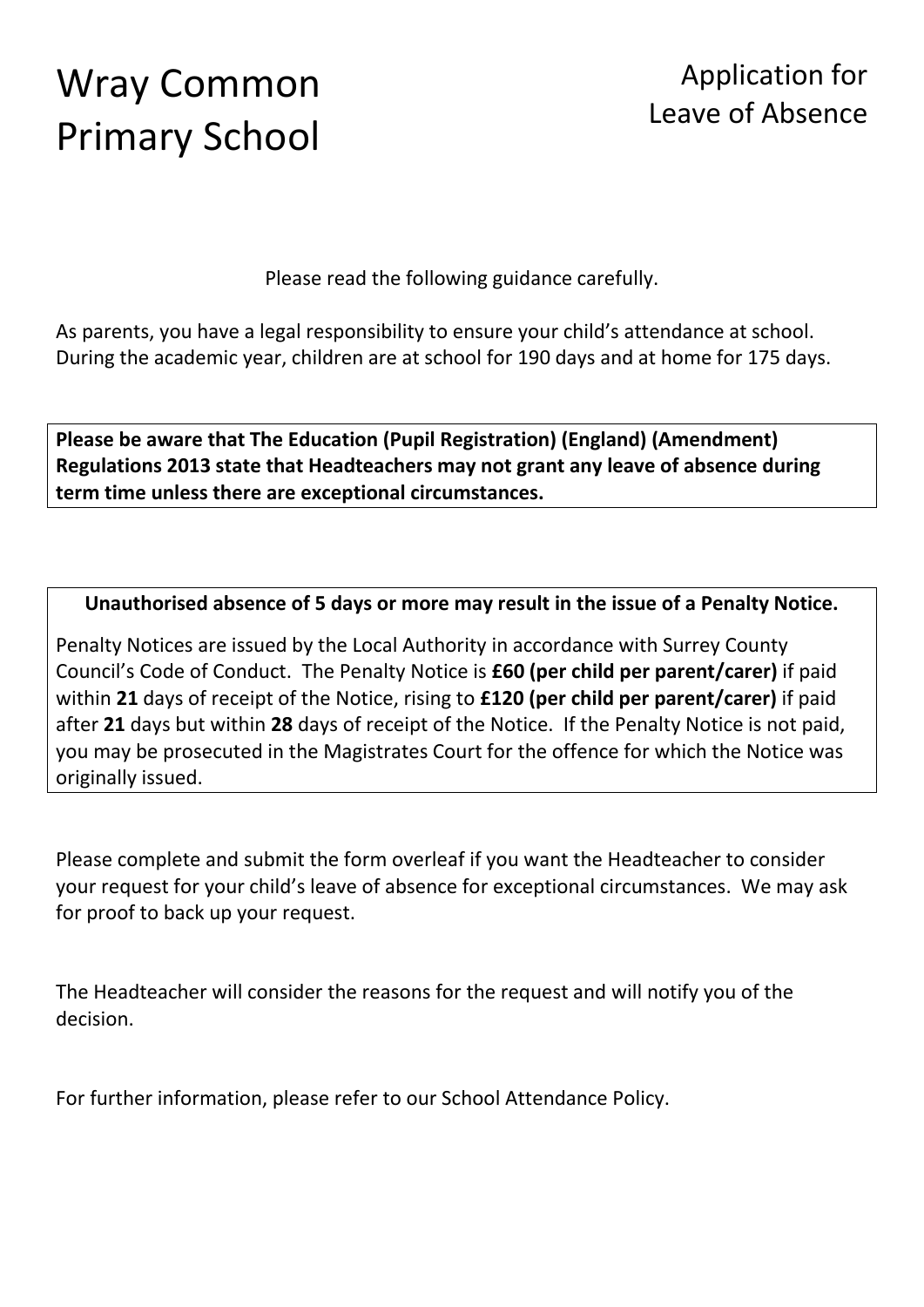# Wray Common Primary School

## Application for Leave of Absence

Please read the following guidance carefully.

As parents, you have a legal responsibility to ensure your child's attendance at school. During the academic year, children are at school for 190 days and at home for 175 days.

**Please be aware that The Education (Pupil Registration) (England) (Amendment) Regulations 2013 state that Headteachers may not grant any leave of absence during term time unless there are exceptional circumstances.**

**Unauthorised absence of 5 days or more may result in the issue of a Penalty Notice.**

Penalty Notices are issued by the Local Authority in accordance with Surrey County Council's Code of Conduct. The Penalty Notice is **£60 (per child per parent/carer)** if paid within **21** days of receipt of the Notice, rising to **£120 (per child per parent/carer)** if paid after **21** days but within **28** days of receipt of the Notice. If the Penalty Notice is not paid, you may be prosecuted in the Magistrates Court for the offence for which the Notice was originally issued.

Please complete and submit the form overleaf if you want the Headteacher to consider your request for your child's leave of absence for exceptional circumstances. We may ask for proof to back up your request.

The Headteacher will consider the reasons for the request and will notify you of the decision.

For further information, please refer to our School Attendance Policy.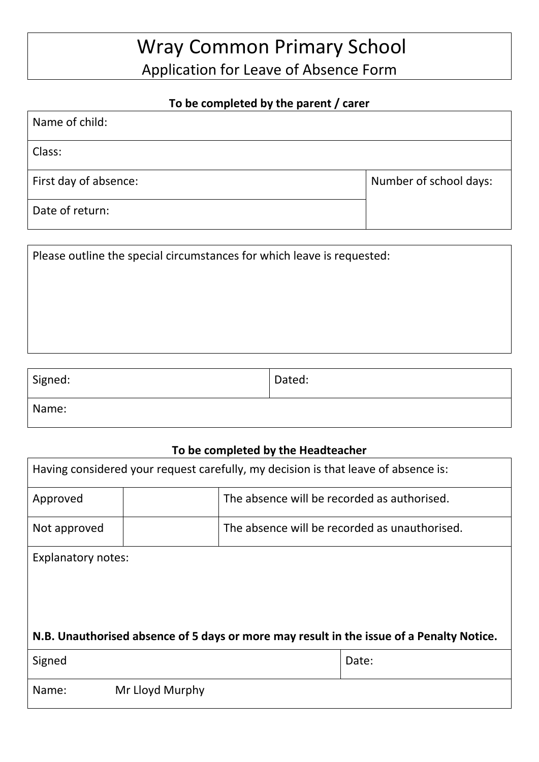# Wray Common Primary School

## Application for Leave of Absence Form

**To be completed by the parent / carer**

| | |
|---|---|
| Name of child: | |
| Class: | |
| First day of absence: | Number of school days: |
| Date of return: | |

| |
|---|
| Please outline the special circumstances for which leave is requested: |

| | |
|---|---|
| Signed: | Dated: |
| Name: | |

**To be completed by the Headteacher**

| | | |
|---|---|---|
| Having considered your request carefully, my decision is that leave of absence is: | | |
| Approved | | The absence will be recorded as authorised. |
| Not approved | | The absence will be recorded as unauthorised. |
| Explanatory notes: | | |

**N.B. Unauthorised absence of 5 days or more may result in the issue of a Penalty Notice.**

| | |
|---|---|
| Signed | Date: |
| Name: Mr Lloyd Murphy | |